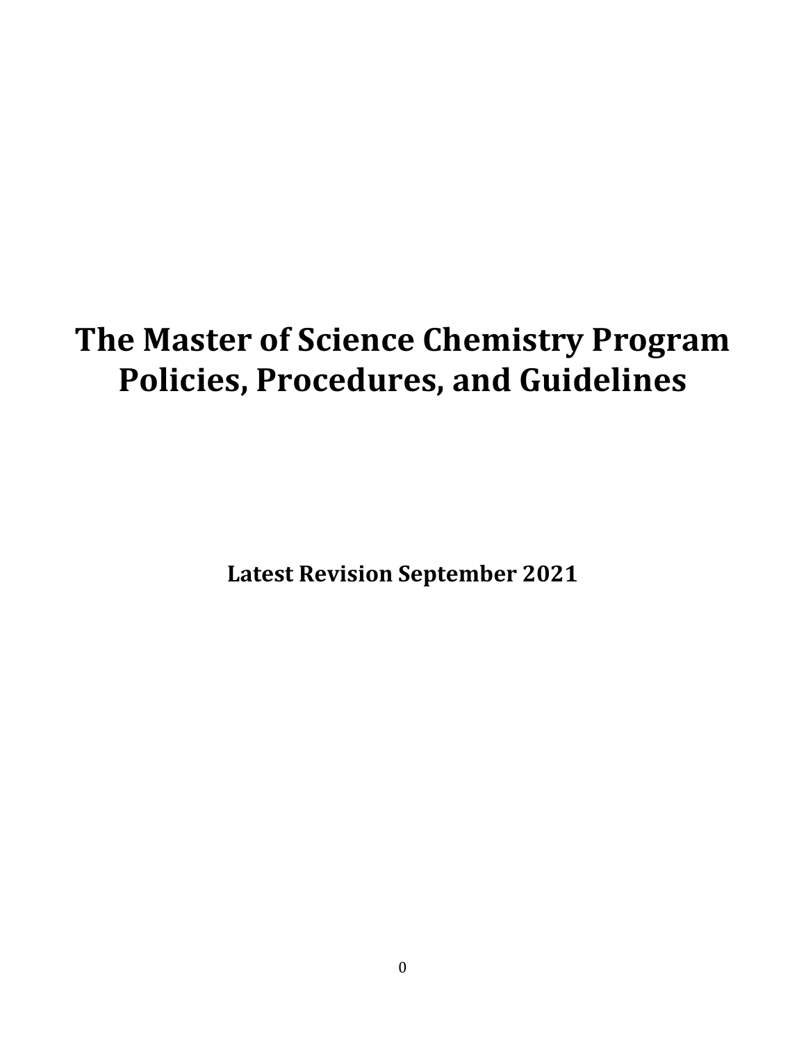# The Master of Science Chemistry Program Policies, Procedures, and Guidelines

**Latest Revision September 2021**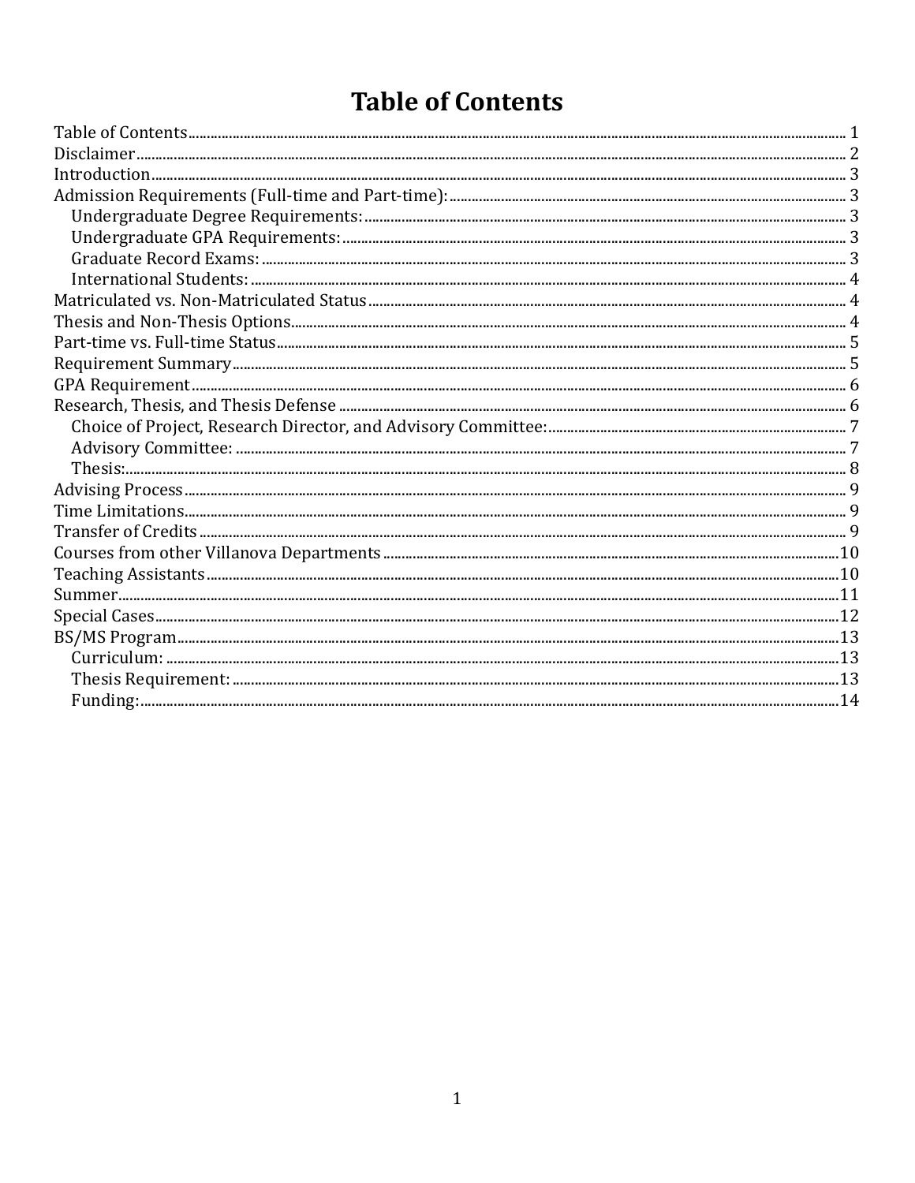# Table of Contents

- Table of Contents ........ 1
- Disclaimer ........ 2
- Introduction ........ 3
- Admission Requirements (Full-time and Part-time): ........ 3
  - Undergraduate Degree Requirements: ........ 3
  - Undergraduate GPA Requirements: ........ 3
  - Graduate Record Exams: ........ 3
  - International Students: ........ 4
- Matriculated vs. Non-Matriculated Status ........ 4
- Thesis and Non-Thesis Options ........ 4
- Part-time vs. Full-time Status ........ 5
- Requirement Summary ........ 5
- GPA Requirement ........ 6
- Research, Thesis, and Thesis Defense ........ 6
  - Choice of Project, Research Director, and Advisory Committee: ........ 7
  - Advisory Committee: ........ 7
  - Thesis: ........ 8
- Advising Process ........ 9
- Time Limitations ........ 9
- Transfer of Credits ........ 9
- Courses from other Villanova Departments ........ 10
- Teaching Assistants ........ 10
- Summer ........ 11
- Special Cases ........ 12
- BS/MS Program ........ 13
  - Curriculum: ........ 13
  - Thesis Requirement: ........ 13
  - Funding: ........ 14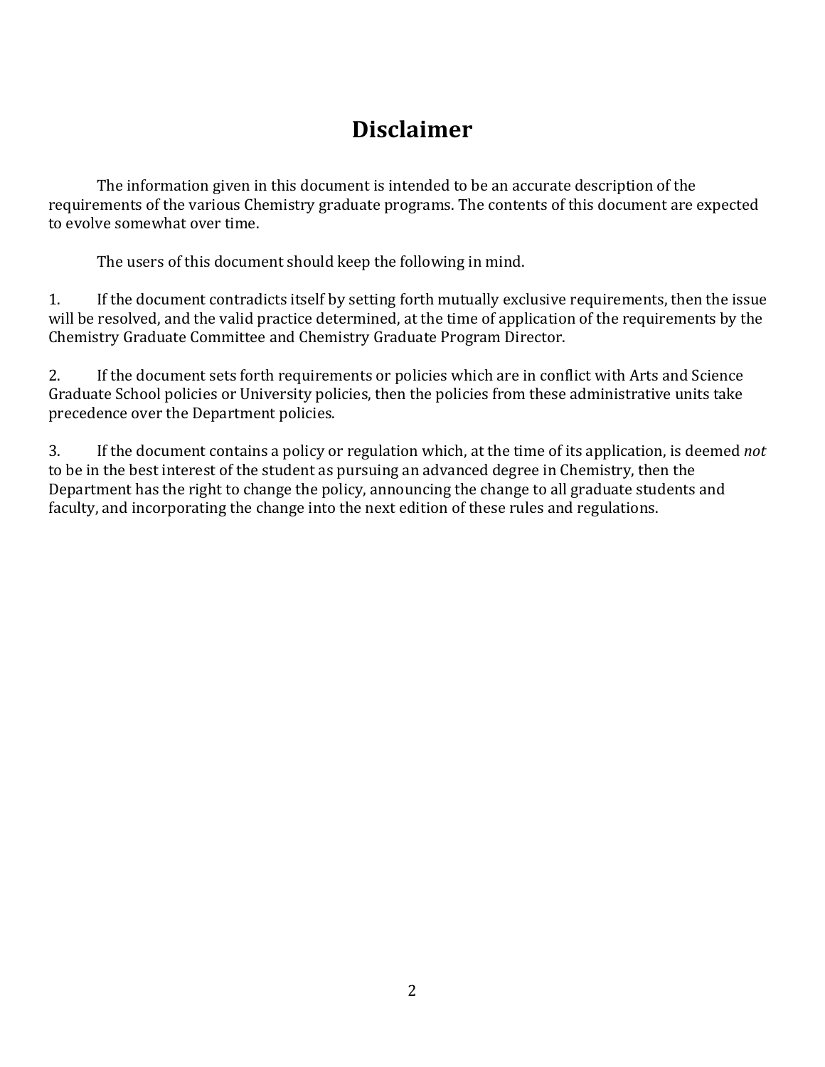# Disclaimer

The information given in this document is intended to be an accurate description of the requirements of the various Chemistry graduate programs. The contents of this document are expected to evolve somewhat over time.

The users of this document should keep the following in mind.

1. If the document contradicts itself by setting forth mutually exclusive requirements, then the issue will be resolved, and the valid practice determined, at the time of application of the requirements by the Chemistry Graduate Committee and Chemistry Graduate Program Director.

2. If the document sets forth requirements or policies which are in conflict with Arts and Science Graduate School policies or University policies, then the policies from these administrative units take precedence over the Department policies.

3. If the document contains a policy or regulation which, at the time of its application, is deemed *not* to be in the best interest of the student as pursuing an advanced degree in Chemistry, then the Department has the right to change the policy, announcing the change to all graduate students and faculty, and incorporating the change into the next edition of these rules and regulations.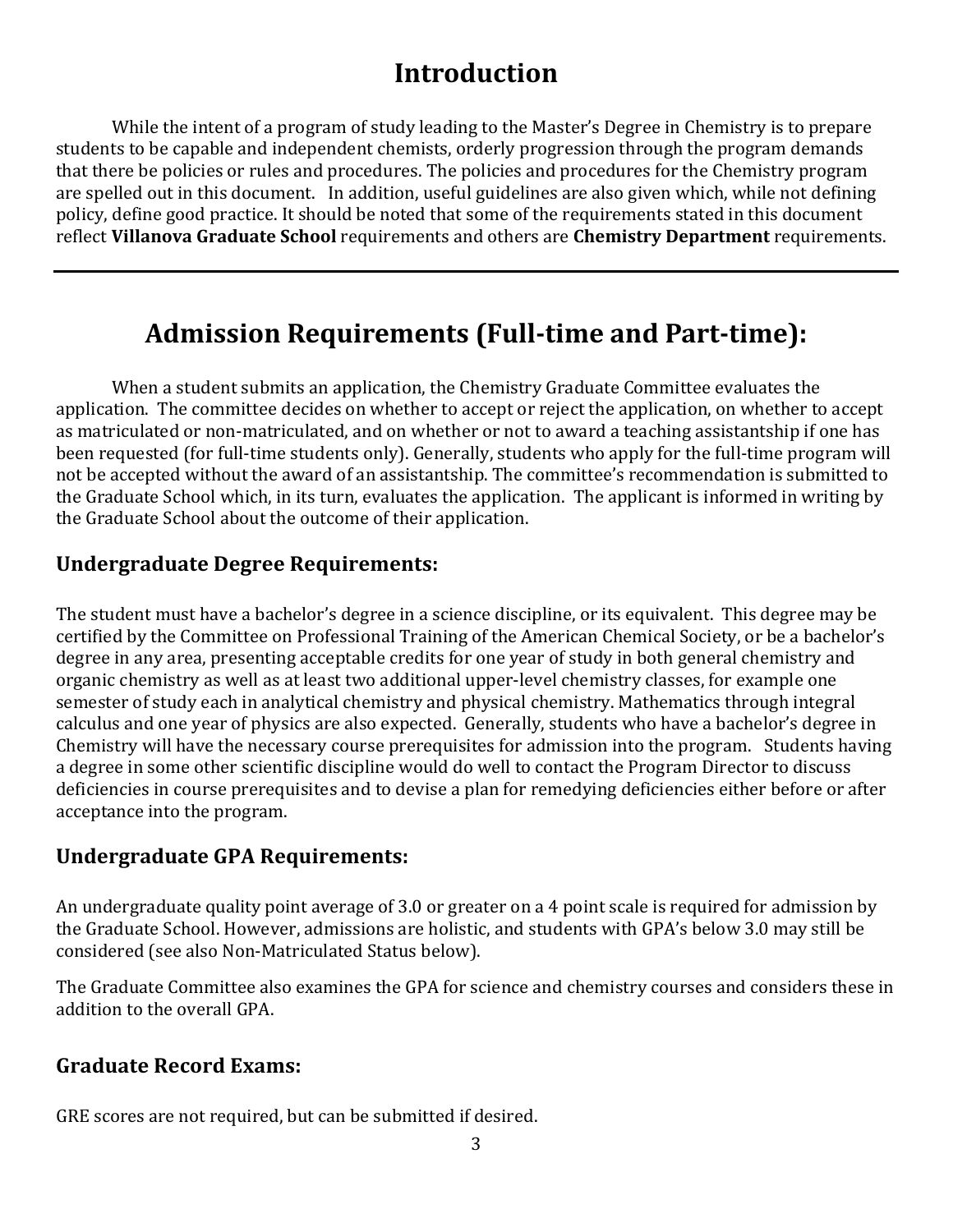# Introduction

While the intent of a program of study leading to the Master's Degree in Chemistry is to prepare students to be capable and independent chemists, orderly progression through the program demands that there be policies or rules and procedures. The policies and procedures for the Chemistry program are spelled out in this document. In addition, useful guidelines are also given which, while not defining policy, define good practice. It should be noted that some of the requirements stated in this document reflect **Villanova Graduate School** requirements and others are **Chemistry Department** requirements.

---

# Admission Requirements (Full-time and Part-time):

When a student submits an application, the Chemistry Graduate Committee evaluates the application. The committee decides on whether to accept or reject the application, on whether to accept as matriculated or non-matriculated, and on whether or not to award a teaching assistantship if one has been requested (for full-time students only). Generally, students who apply for the full-time program will not be accepted without the award of an assistantship. The committee's recommendation is submitted to the Graduate School which, in its turn, evaluates the application. The applicant is informed in writing by the Graduate School about the outcome of their application.

## Undergraduate Degree Requirements:

The student must have a bachelor's degree in a science discipline, or its equivalent. This degree may be certified by the Committee on Professional Training of the American Chemical Society, or be a bachelor's degree in any area, presenting acceptable credits for one year of study in both general chemistry and organic chemistry as well as at least two additional upper-level chemistry classes, for example one semester of study each in analytical chemistry and physical chemistry. Mathematics through integral calculus and one year of physics are also expected. Generally, students who have a bachelor's degree in Chemistry will have the necessary course prerequisites for admission into the program. Students having a degree in some other scientific discipline would do well to contact the Program Director to discuss deficiencies in course prerequisites and to devise a plan for remedying deficiencies either before or after acceptance into the program.

## Undergraduate GPA Requirements:

An undergraduate quality point average of 3.0 or greater on a 4 point scale is required for admission by the Graduate School. However, admissions are holistic, and students with GPA's below 3.0 may still be considered (see also Non-Matriculated Status below).

The Graduate Committee also examines the GPA for science and chemistry courses and considers these in addition to the overall GPA.

## Graduate Record Exams:

GRE scores are not required, but can be submitted if desired.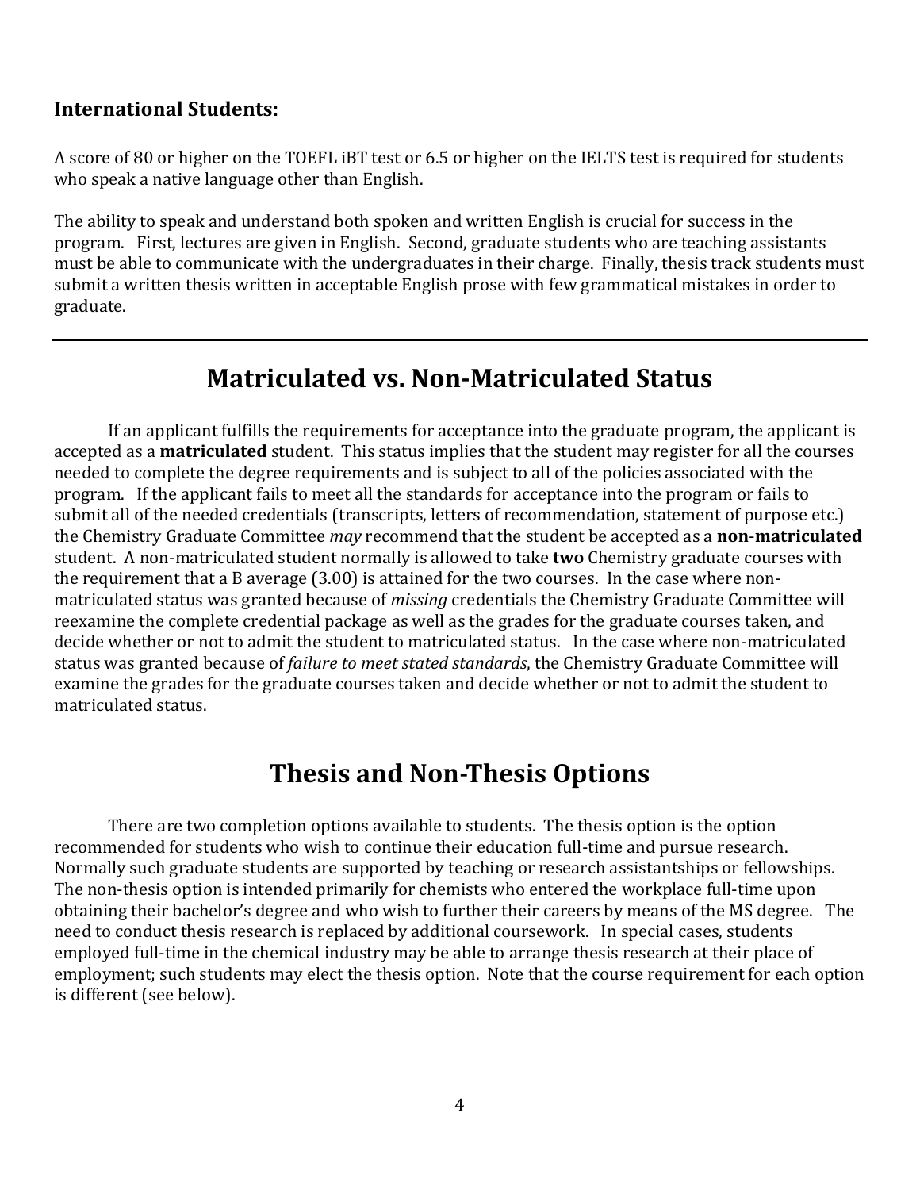**International Students:**

A score of 80 or higher on the TOEFL iBT test or 6.5 or higher on the IELTS test is required for students who speak a native language other than English.

The ability to speak and understand both spoken and written English is crucial for success in the program. First, lectures are given in English. Second, graduate students who are teaching assistants must be able to communicate with the undergraduates in their charge. Finally, thesis track students must submit a written thesis written in acceptable English prose with few grammatical mistakes in order to graduate.

---

## Matriculated vs. Non-Matriculated Status

If an applicant fulfills the requirements for acceptance into the graduate program, the applicant is accepted as a **matriculated** student. This status implies that the student may register for all the courses needed to complete the degree requirements and is subject to all of the policies associated with the program. If the applicant fails to meet all the standards for acceptance into the program or fails to submit all of the needed credentials (transcripts, letters of recommendation, statement of purpose etc.) the Chemistry Graduate Committee *may* recommend that the student be accepted as a **non-matriculated** student. A non-matriculated student normally is allowed to take **two** Chemistry graduate courses with the requirement that a B average (3.00) is attained for the two courses. In the case where non-matriculated status was granted because of *missing* credentials the Chemistry Graduate Committee will reexamine the complete credential package as well as the grades for the graduate courses taken, and decide whether or not to admit the student to matriculated status. In the case where non-matriculated status was granted because of *failure to meet stated standards*, the Chemistry Graduate Committee will examine the grades for the graduate courses taken and decide whether or not to admit the student to matriculated status.

## Thesis and Non-Thesis Options

There are two completion options available to students. The thesis option is the option recommended for students who wish to continue their education full-time and pursue research. Normally such graduate students are supported by teaching or research assistantships or fellowships. The non-thesis option is intended primarily for chemists who entered the workplace full-time upon obtaining their bachelor's degree and who wish to further their careers by means of the MS degree. The need to conduct thesis research is replaced by additional coursework. In special cases, students employed full-time in the chemical industry may be able to arrange thesis research at their place of employment; such students may elect the thesis option. Note that the course requirement for each option is different (see below).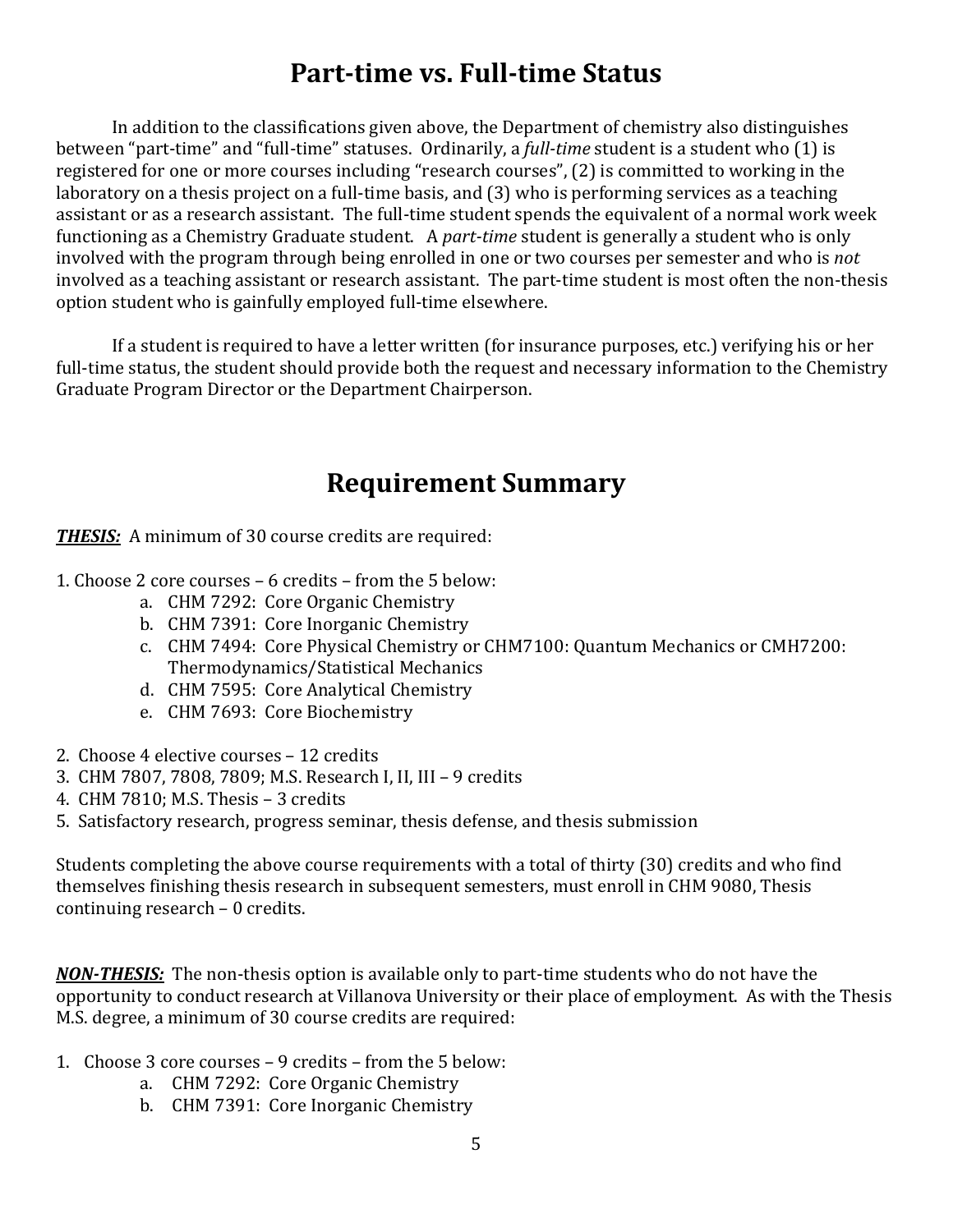# Part-time vs. Full-time Status

In addition to the classifications given above, the Department of chemistry also distinguishes between "part-time" and "full-time" statuses. Ordinarily, a *full-time* student is a student who (1) is registered for one or more courses including "research courses", (2) is committed to working in the laboratory on a thesis project on a full-time basis, and (3) who is performing services as a teaching assistant or as a research assistant. The full-time student spends the equivalent of a normal work week functioning as a Chemistry Graduate student. A *part-time* student is generally a student who is only involved with the program through being enrolled in one or two courses per semester and who is *not* involved as a teaching assistant or research assistant. The part-time student is most often the non-thesis option student who is gainfully employed full-time elsewhere.

If a student is required to have a letter written (for insurance purposes, etc.) verifying his or her full-time status, the student should provide both the request and necessary information to the Chemistry Graduate Program Director or the Department Chairperson.

# Requirement Summary

***THESIS:*** A minimum of 30 course credits are required:

1. Choose 2 core courses – 6 credits – from the 5 below:
   a. CHM 7292: Core Organic Chemistry
   b. CHM 7391: Core Inorganic Chemistry
   c. CHM 7494: Core Physical Chemistry or CHM7100: Quantum Mechanics or CMH7200: Thermodynamics/Statistical Mechanics
   d. CHM 7595: Core Analytical Chemistry
   e. CHM 7693: Core Biochemistry
2. Choose 4 elective courses – 12 credits
3. CHM 7807, 7808, 7809; M.S. Research I, II, III – 9 credits
4. CHM 7810; M.S. Thesis – 3 credits
5. Satisfactory research, progress seminar, thesis defense, and thesis submission

Students completing the above course requirements with a total of thirty (30) credits and who find themselves finishing thesis research in subsequent semesters, must enroll in CHM 9080, Thesis continuing research – 0 credits.

***NON-THESIS:*** The non-thesis option is available only to part-time students who do not have the opportunity to conduct research at Villanova University or their place of employment. As with the Thesis M.S. degree, a minimum of 30 course credits are required:

1. Choose 3 core courses – 9 credits – from the 5 below:
   a. CHM 7292: Core Organic Chemistry
   b. CHM 7391: Core Inorganic Chemistry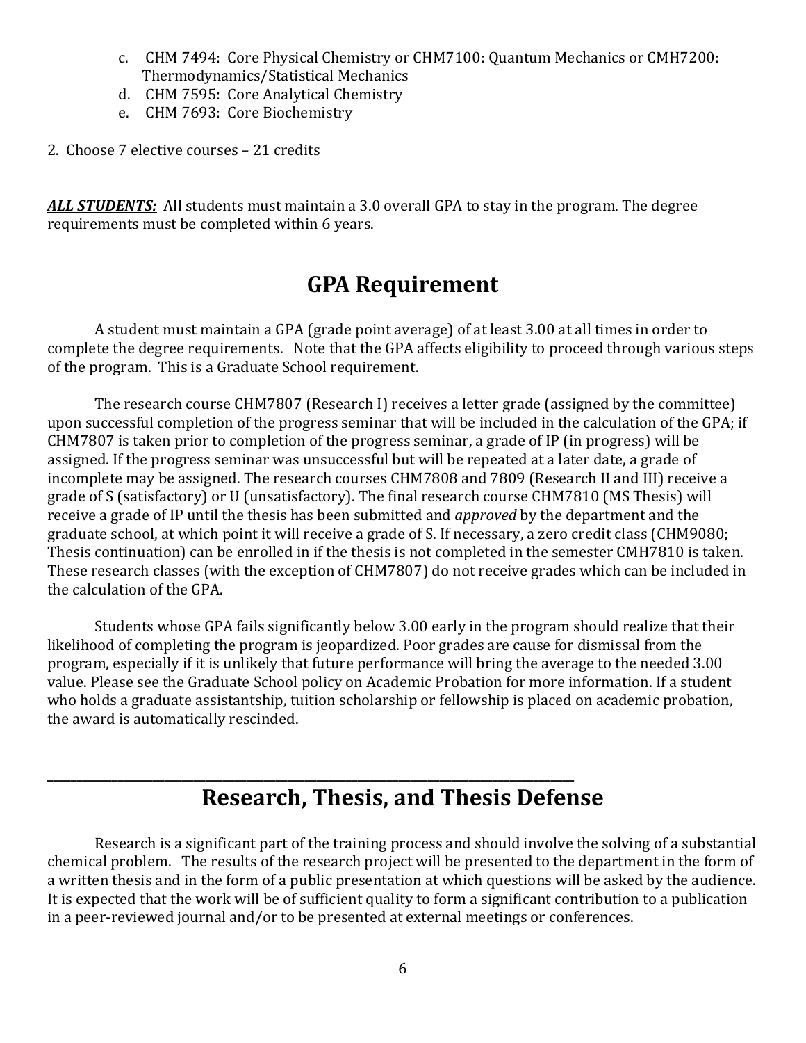c. CHM 7494: Core Physical Chemistry or CHM7100: Quantum Mechanics or CMH7200: Thermodynamics/Statistical Mechanics
d. CHM 7595: Core Analytical Chemistry
e. CHM 7693: Core Biochemistry

2. Choose 7 elective courses – 21 credits

***ALL STUDENTS:*** All students must maintain a 3.0 overall GPA to stay in the program. The degree requirements must be completed within 6 years.

## GPA Requirement

A student must maintain a GPA (grade point average) of at least 3.00 at all times in order to complete the degree requirements. Note that the GPA affects eligibility to proceed through various steps of the program. This is a Graduate School requirement.

The research course CHM7807 (Research I) receives a letter grade (assigned by the committee) upon successful completion of the progress seminar that will be included in the calculation of the GPA; if CHM7807 is taken prior to completion of the progress seminar, a grade of IP (in progress) will be assigned. If the progress seminar was unsuccessful but will be repeated at a later date, a grade of incomplete may be assigned. The research courses CHM7808 and 7809 (Research II and III) receive a grade of S (satisfactory) or U (unsatisfactory). The final research course CHM7810 (MS Thesis) will receive a grade of IP until the thesis has been submitted and *approved* by the department and the graduate school, at which point it will receive a grade of S. If necessary, a zero credit class (CHM9080; Thesis continuation) can be enrolled in if the thesis is not completed in the semester CMH7810 is taken. These research classes (with the exception of CHM7807) do not receive grades which can be included in the calculation of the GPA.

Students whose GPA fails significantly below 3.00 early in the program should realize that their likelihood of completing the program is jeopardized. Poor grades are cause for dismissal from the program, especially if it is unlikely that future performance will bring the average to the needed 3.00 value. Please see the Graduate School policy on Academic Probation for more information. If a student who holds a graduate assistantship, tuition scholarship or fellowship is placed on academic probation, the award is automatically rescinded.

---

## Research, Thesis, and Thesis Defense

Research is a significant part of the training process and should involve the solving of a substantial chemical problem. The results of the research project will be presented to the department in the form of a written thesis and in the form of a public presentation at which questions will be asked by the audience. It is expected that the work will be of sufficient quality to form a significant contribution to a publication in a peer-reviewed journal and/or to be presented at external meetings or conferences.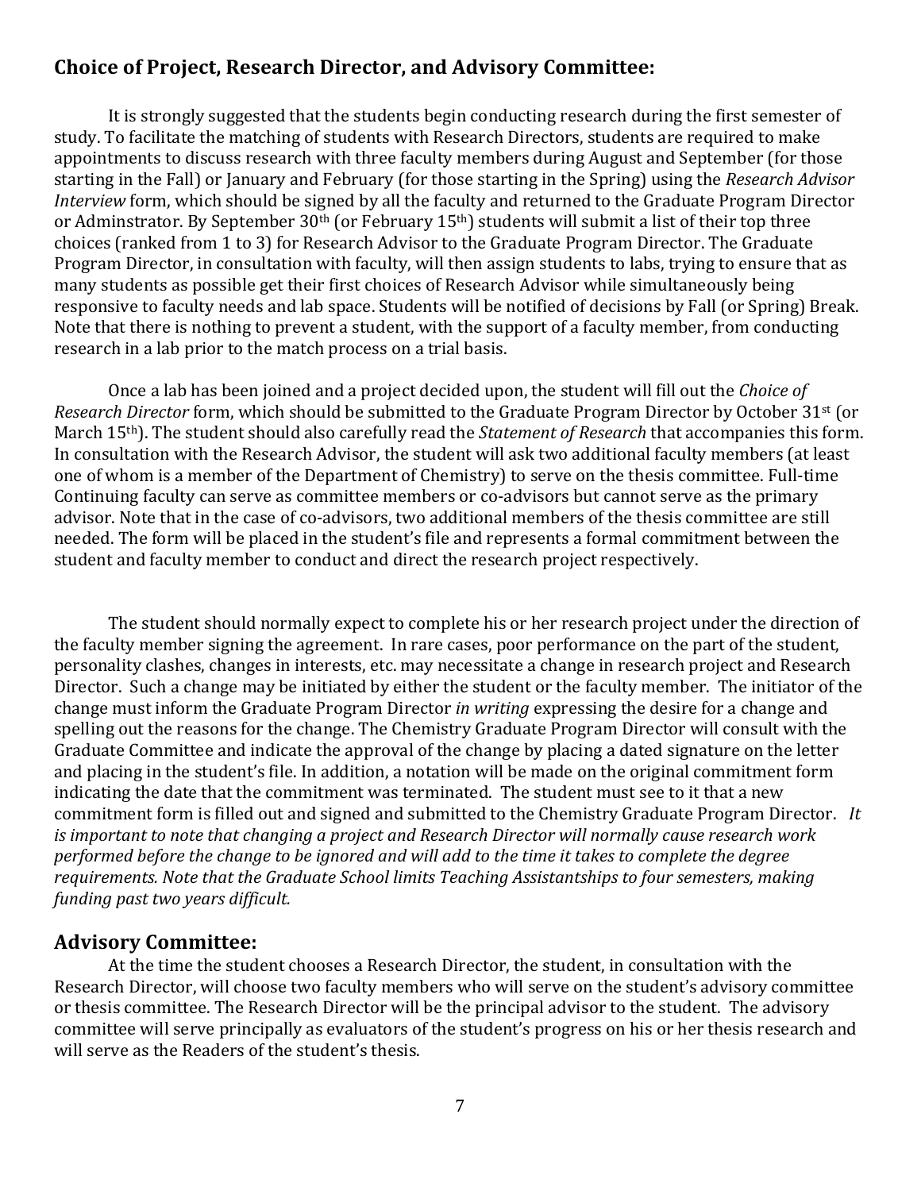## Choice of Project, Research Director, and Advisory Committee:

It is strongly suggested that the students begin conducting research during the first semester of study. To facilitate the matching of students with Research Directors, students are required to make appointments to discuss research with three faculty members during August and September (for those starting in the Fall) or January and February (for those starting in the Spring) using the *Research Advisor Interview* form, which should be signed by all the faculty and returned to the Graduate Program Director or Adminstrator. By September 30th (or February 15th) students will submit a list of their top three choices (ranked from 1 to 3) for Research Advisor to the Graduate Program Director. The Graduate Program Director, in consultation with faculty, will then assign students to labs, trying to ensure that as many students as possible get their first choices of Research Advisor while simultaneously being responsive to faculty needs and lab space. Students will be notified of decisions by Fall (or Spring) Break. Note that there is nothing to prevent a student, with the support of a faculty member, from conducting research in a lab prior to the match process on a trial basis.

Once a lab has been joined and a project decided upon, the student will fill out the *Choice of Research Director* form, which should be submitted to the Graduate Program Director by October 31st (or March 15th). The student should also carefully read the *Statement of Research* that accompanies this form. In consultation with the Research Advisor, the student will ask two additional faculty members (at least one of whom is a member of the Department of Chemistry) to serve on the thesis committee. Full-time Continuing faculty can serve as committee members or co-advisors but cannot serve as the primary advisor. Note that in the case of co-advisors, two additional members of the thesis committee are still needed. The form will be placed in the student's file and represents a formal commitment between the student and faculty member to conduct and direct the research project respectively.

The student should normally expect to complete his or her research project under the direction of the faculty member signing the agreement. In rare cases, poor performance on the part of the student, personality clashes, changes in interests, etc. may necessitate a change in research project and Research Director. Such a change may be initiated by either the student or the faculty member. The initiator of the change must inform the Graduate Program Director *in writing* expressing the desire for a change and spelling out the reasons for the change. The Chemistry Graduate Program Director will consult with the Graduate Committee and indicate the approval of the change by placing a dated signature on the letter and placing in the student's file. In addition, a notation will be made on the original commitment form indicating the date that the commitment was terminated. The student must see to it that a new commitment form is filled out and signed and submitted to the Chemistry Graduate Program Director. *It is important to note that changing a project and Research Director will normally cause research work performed before the change to be ignored and will add to the time it takes to complete the degree requirements. Note that the Graduate School limits Teaching Assistantships to four semesters, making funding past two years difficult.*

## Advisory Committee:

At the time the student chooses a Research Director, the student, in consultation with the Research Director, will choose two faculty members who will serve on the student's advisory committee or thesis committee. The Research Director will be the principal advisor to the student. The advisory committee will serve principally as evaluators of the student's progress on his or her thesis research and will serve as the Readers of the student's thesis.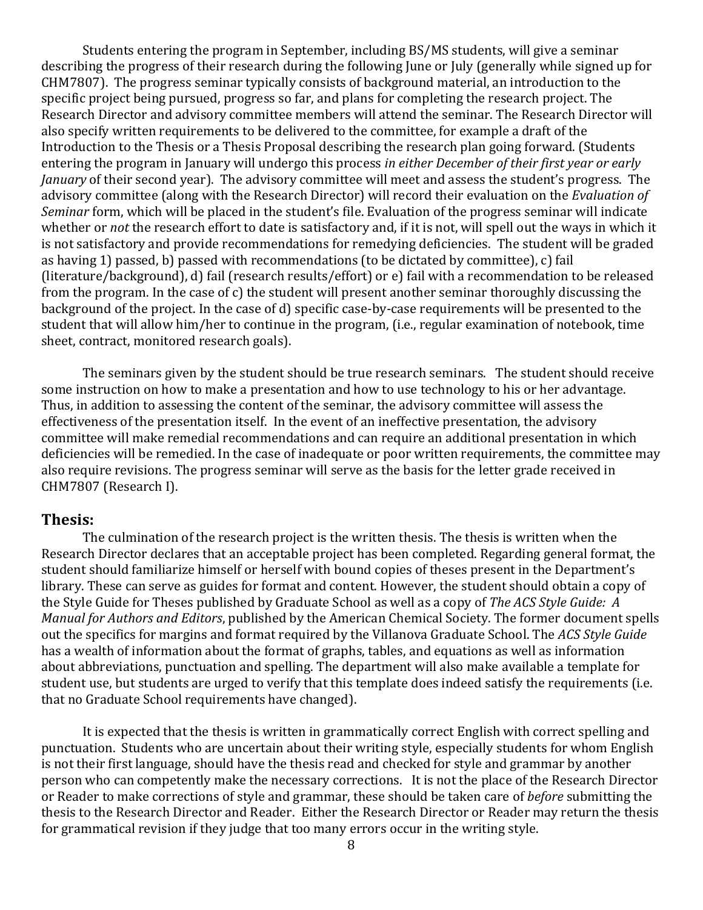Students entering the program in September, including BS/MS students, will give a seminar describing the progress of their research during the following June or July (generally while signed up for CHM7807). The progress seminar typically consists of background material, an introduction to the specific project being pursued, progress so far, and plans for completing the research project. The Research Director and advisory committee members will attend the seminar. The Research Director will also specify written requirements to be delivered to the committee, for example a draft of the Introduction to the Thesis or a Thesis Proposal describing the research plan going forward. (Students entering the program in January will undergo this process *in either December of their first year or early January* of their second year). The advisory committee will meet and assess the student's progress. The advisory committee (along with the Research Director) will record their evaluation on the *Evaluation of Seminar* form, which will be placed in the student's file. Evaluation of the progress seminar will indicate whether or *not* the research effort to date is satisfactory and, if it is not, will spell out the ways in which it is not satisfactory and provide recommendations for remedying deficiencies. The student will be graded as having 1) passed, b) passed with recommendations (to be dictated by committee), c) fail (literature/background), d) fail (research results/effort) or e) fail with a recommendation to be released from the program. In the case of c) the student will present another seminar thoroughly discussing the background of the project. In the case of d) specific case-by-case requirements will be presented to the student that will allow him/her to continue in the program, (i.e., regular examination of notebook, time sheet, contract, monitored research goals).

The seminars given by the student should be true research seminars. The student should receive some instruction on how to make a presentation and how to use technology to his or her advantage. Thus, in addition to assessing the content of the seminar, the advisory committee will assess the effectiveness of the presentation itself. In the event of an ineffective presentation, the advisory committee will make remedial recommendations and can require an additional presentation in which deficiencies will be remedied. In the case of inadequate or poor written requirements, the committee may also require revisions. The progress seminar will serve as the basis for the letter grade received in CHM7807 (Research I).

## Thesis:

The culmination of the research project is the written thesis. The thesis is written when the Research Director declares that an acceptable project has been completed. Regarding general format, the student should familiarize himself or herself with bound copies of theses present in the Department's library. These can serve as guides for format and content. However, the student should obtain a copy of the Style Guide for Theses published by Graduate School as well as a copy of *The ACS Style Guide: A Manual for Authors and Editors*, published by the American Chemical Society. The former document spells out the specifics for margins and format required by the Villanova Graduate School. The *ACS Style Guide* has a wealth of information about the format of graphs, tables, and equations as well as information about abbreviations, punctuation and spelling. The department will also make available a template for student use, but students are urged to verify that this template does indeed satisfy the requirements (i.e. that no Graduate School requirements have changed).

It is expected that the thesis is written in grammatically correct English with correct spelling and punctuation. Students who are uncertain about their writing style, especially students for whom English is not their first language, should have the thesis read and checked for style and grammar by another person who can competently make the necessary corrections. It is not the place of the Research Director or Reader to make corrections of style and grammar, these should be taken care of *before* submitting the thesis to the Research Director and Reader. Either the Research Director or Reader may return the thesis for grammatical revision if they judge that too many errors occur in the writing style.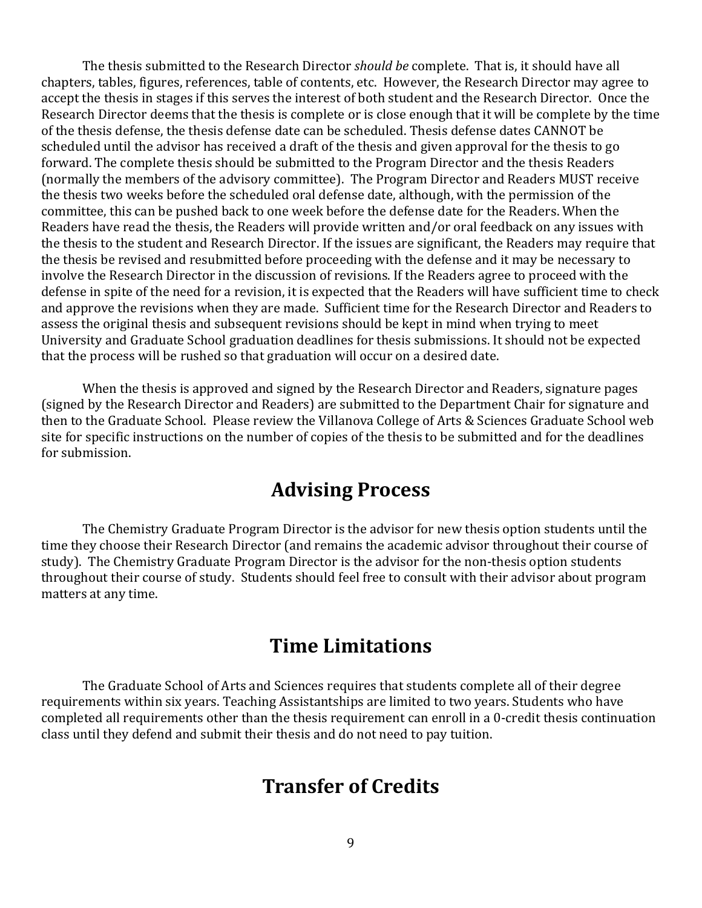The thesis submitted to the Research Director *should be* complete. That is, it should have all chapters, tables, figures, references, table of contents, etc. However, the Research Director may agree to accept the thesis in stages if this serves the interest of both student and the Research Director. Once the Research Director deems that the thesis is complete or is close enough that it will be complete by the time of the thesis defense, the thesis defense date can be scheduled. Thesis defense dates CANNOT be scheduled until the advisor has received a draft of the thesis and given approval for the thesis to go forward. The complete thesis should be submitted to the Program Director and the thesis Readers (normally the members of the advisory committee). The Program Director and Readers MUST receive the thesis two weeks before the scheduled oral defense date, although, with the permission of the committee, this can be pushed back to one week before the defense date for the Readers. When the Readers have read the thesis, the Readers will provide written and/or oral feedback on any issues with the thesis to the student and Research Director. If the issues are significant, the Readers may require that the thesis be revised and resubmitted before proceeding with the defense and it may be necessary to involve the Research Director in the discussion of revisions. If the Readers agree to proceed with the defense in spite of the need for a revision, it is expected that the Readers will have sufficient time to check and approve the revisions when they are made. Sufficient time for the Research Director and Readers to assess the original thesis and subsequent revisions should be kept in mind when trying to meet University and Graduate School graduation deadlines for thesis submissions. It should not be expected that the process will be rushed so that graduation will occur on a desired date.

When the thesis is approved and signed by the Research Director and Readers, signature pages (signed by the Research Director and Readers) are submitted to the Department Chair for signature and then to the Graduate School. Please review the Villanova College of Arts & Sciences Graduate School web site for specific instructions on the number of copies of the thesis to be submitted and for the deadlines for submission.

## Advising Process

The Chemistry Graduate Program Director is the advisor for new thesis option students until the time they choose their Research Director (and remains the academic advisor throughout their course of study). The Chemistry Graduate Program Director is the advisor for the non-thesis option students throughout their course of study. Students should feel free to consult with their advisor about program matters at any time.

## Time Limitations

The Graduate School of Arts and Sciences requires that students complete all of their degree requirements within six years. Teaching Assistantships are limited to two years. Students who have completed all requirements other than the thesis requirement can enroll in a 0-credit thesis continuation class until they defend and submit their thesis and do not need to pay tuition.

## Transfer of Credits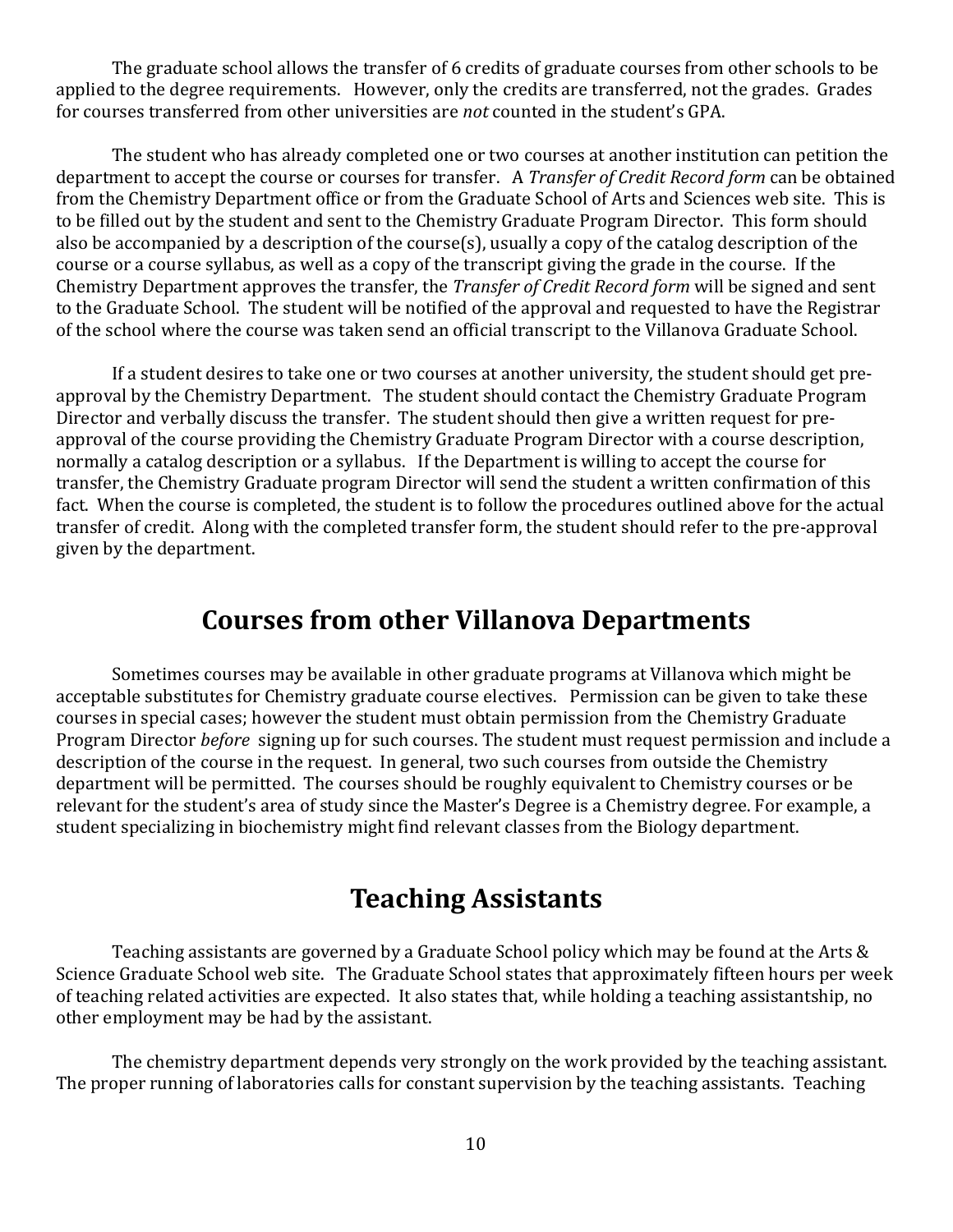The graduate school allows the transfer of 6 credits of graduate courses from other schools to be applied to the degree requirements. However, only the credits are transferred, not the grades. Grades for courses transferred from other universities are *not* counted in the student's GPA.

The student who has already completed one or two courses at another institution can petition the department to accept the course or courses for transfer. A *Transfer of Credit Record form* can be obtained from the Chemistry Department office or from the Graduate School of Arts and Sciences web site. This is to be filled out by the student and sent to the Chemistry Graduate Program Director. This form should also be accompanied by a description of the course(s), usually a copy of the catalog description of the course or a course syllabus, as well as a copy of the transcript giving the grade in the course. If the Chemistry Department approves the transfer, the *Transfer of Credit Record form* will be signed and sent to the Graduate School. The student will be notified of the approval and requested to have the Registrar of the school where the course was taken send an official transcript to the Villanova Graduate School.

If a student desires to take one or two courses at another university, the student should get pre-approval by the Chemistry Department. The student should contact the Chemistry Graduate Program Director and verbally discuss the transfer. The student should then give a written request for pre-approval of the course providing the Chemistry Graduate Program Director with a course description, normally a catalog description or a syllabus. If the Department is willing to accept the course for transfer, the Chemistry Graduate program Director will send the student a written confirmation of this fact. When the course is completed, the student is to follow the procedures outlined above for the actual transfer of credit. Along with the completed transfer form, the student should refer to the pre-approval given by the department.

## Courses from other Villanova Departments

Sometimes courses may be available in other graduate programs at Villanova which might be acceptable substitutes for Chemistry graduate course electives. Permission can be given to take these courses in special cases; however the student must obtain permission from the Chemistry Graduate Program Director *before* signing up for such courses. The student must request permission and include a description of the course in the request. In general, two such courses from outside the Chemistry department will be permitted. The courses should be roughly equivalent to Chemistry courses or be relevant for the student's area of study since the Master's Degree is a Chemistry degree. For example, a student specializing in biochemistry might find relevant classes from the Biology department.

## Teaching Assistants

Teaching assistants are governed by a Graduate School policy which may be found at the Arts & Science Graduate School web site. The Graduate School states that approximately fifteen hours per week of teaching related activities are expected. It also states that, while holding a teaching assistantship, no other employment may be had by the assistant.

The chemistry department depends very strongly on the work provided by the teaching assistant. The proper running of laboratories calls for constant supervision by the teaching assistants. Teaching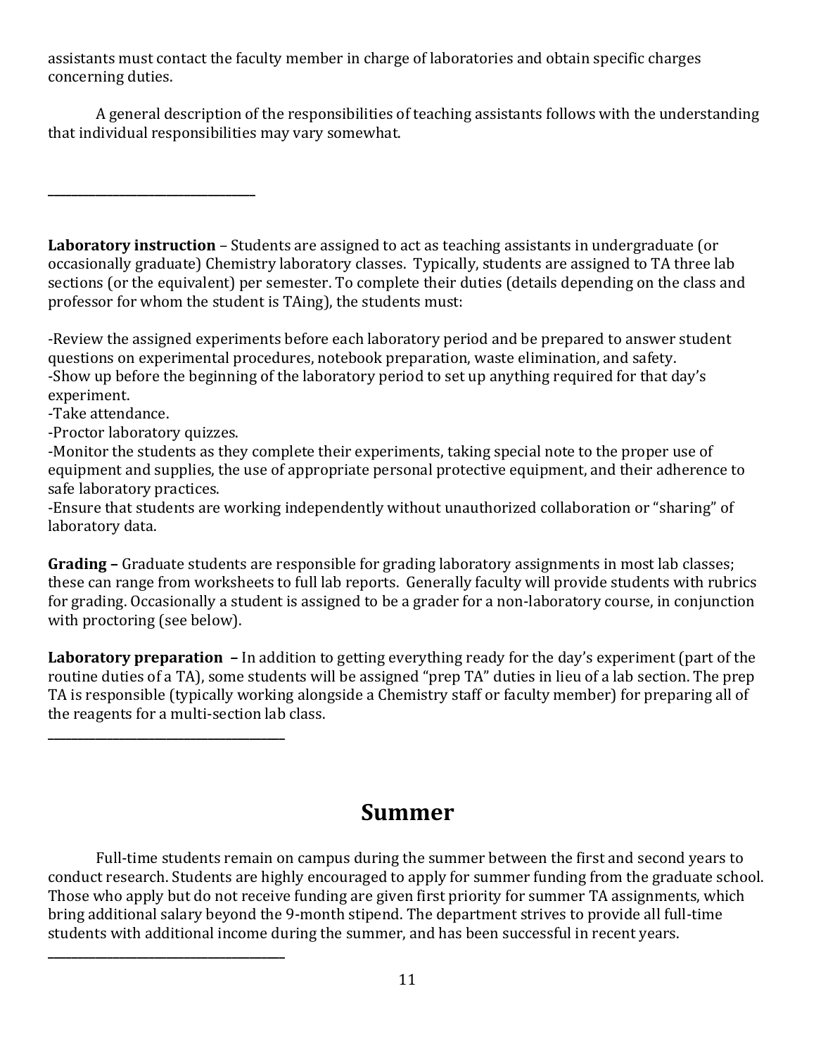assistants must contact the faculty member in charge of laboratories and obtain specific charges concerning duties.

A general description of the responsibilities of teaching assistants follows with the understanding that individual responsibilities may vary somewhat.

---

**Laboratory instruction** – Students are assigned to act as teaching assistants in undergraduate (or occasionally graduate) Chemistry laboratory classes. Typically, students are assigned to TA three lab sections (or the equivalent) per semester. To complete their duties (details depending on the class and professor for whom the student is TAing), the students must:

- Review the assigned experiments before each laboratory period and be prepared to answer student questions on experimental procedures, notebook preparation, waste elimination, and safety.
- Show up before the beginning of the laboratory period to set up anything required for that day's experiment.
- Take attendance.
- Proctor laboratory quizzes.
- Monitor the students as they complete their experiments, taking special note to the proper use of equipment and supplies, the use of appropriate personal protective equipment, and their adherence to safe laboratory practices.
- Ensure that students are working independently without unauthorized collaboration or "sharing" of laboratory data.

**Grading –** Graduate students are responsible for grading laboratory assignments in most lab classes; these can range from worksheets to full lab reports. Generally faculty will provide students with rubrics for grading. Occasionally a student is assigned to be a grader for a non-laboratory course, in conjunction with proctoring (see below).

**Laboratory preparation –** In addition to getting everything ready for the day's experiment (part of the routine duties of a TA), some students will be assigned "prep TA" duties in lieu of a lab section. The prep TA is responsible (typically working alongside a Chemistry staff or faculty member) for preparing all of the reagents for a multi-section lab class.

---

## Summer

Full-time students remain on campus during the summer between the first and second years to conduct research. Students are highly encouraged to apply for summer funding from the graduate school. Those who apply but do not receive funding are given first priority for summer TA assignments, which bring additional salary beyond the 9-month stipend. The department strives to provide all full-time students with additional income during the summer, and has been successful in recent years.

---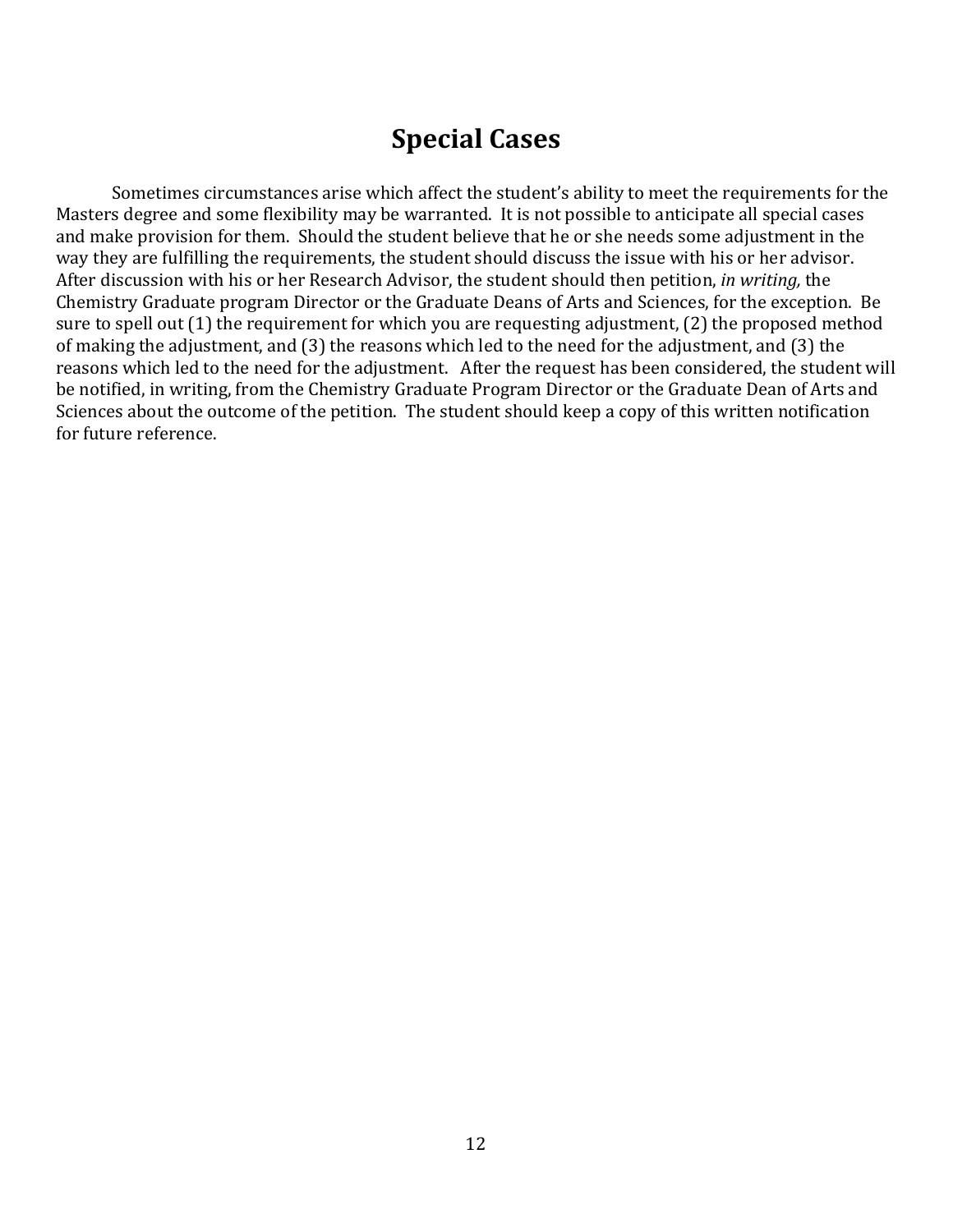# Special Cases

Sometimes circumstances arise which affect the student's ability to meet the requirements for the Masters degree and some flexibility may be warranted. It is not possible to anticipate all special cases and make provision for them. Should the student believe that he or she needs some adjustment in the way they are fulfilling the requirements, the student should discuss the issue with his or her advisor. After discussion with his or her Research Advisor, the student should then petition, *in writing,* the Chemistry Graduate program Director or the Graduate Deans of Arts and Sciences, for the exception. Be sure to spell out (1) the requirement for which you are requesting adjustment, (2) the proposed method of making the adjustment, and (3) the reasons which led to the need for the adjustment, and (3) the reasons which led to the need for the adjustment. After the request has been considered, the student will be notified, in writing, from the Chemistry Graduate Program Director or the Graduate Dean of Arts and Sciences about the outcome of the petition. The student should keep a copy of this written notification for future reference.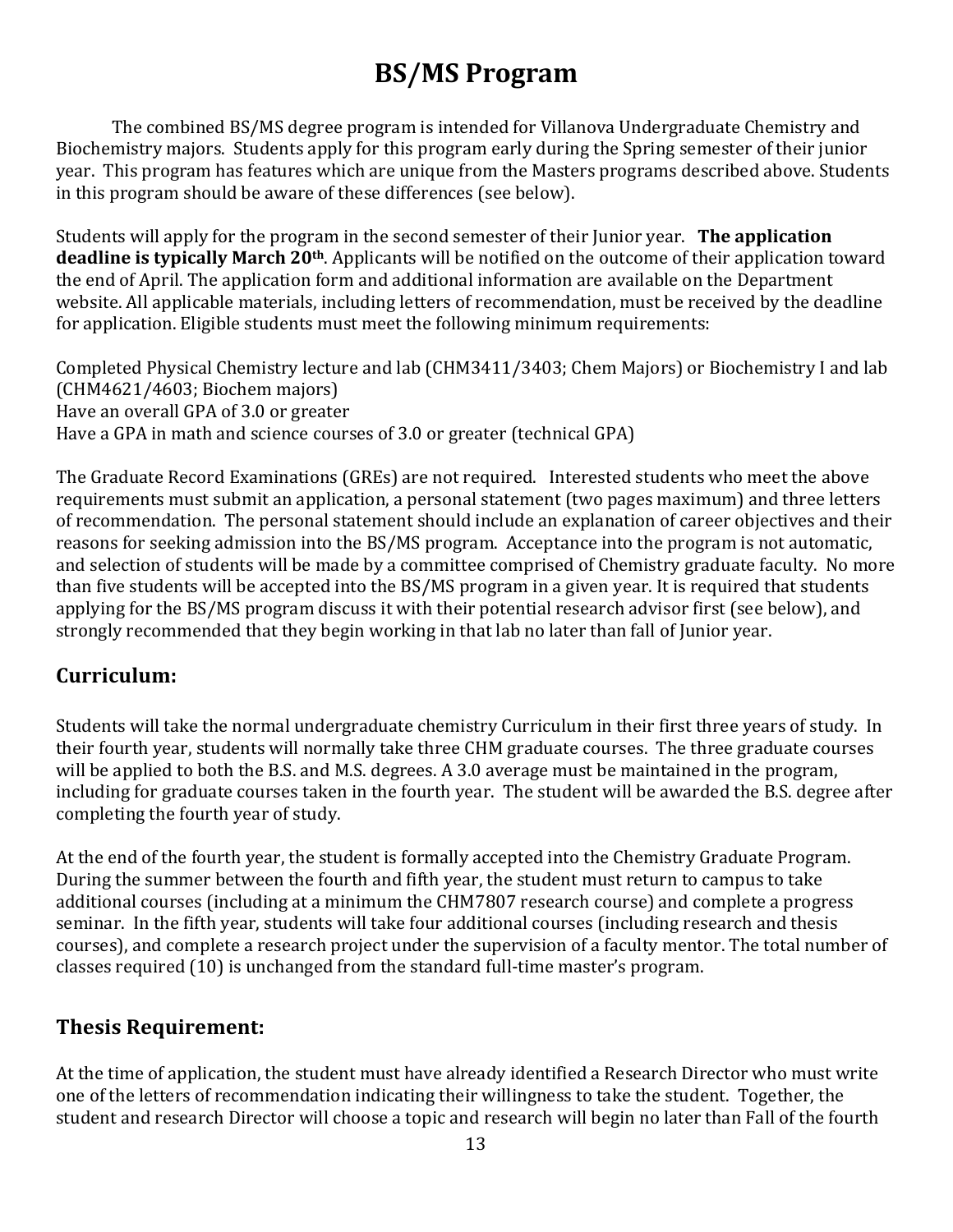# BS/MS Program

The combined BS/MS degree program is intended for Villanova Undergraduate Chemistry and Biochemistry majors. Students apply for this program early during the Spring semester of their junior year. This program has features which are unique from the Masters programs described above. Students in this program should be aware of these differences (see below).

Students will apply for the program in the second semester of their Junior year. **The application deadline is typically March 20th**. Applicants will be notified on the outcome of their application toward the end of April. The application form and additional information are available on the Department website. All applicable materials, including letters of recommendation, must be received by the deadline for application. Eligible students must meet the following minimum requirements:

Completed Physical Chemistry lecture and lab (CHM3411/3403; Chem Majors) or Biochemistry I and lab (CHM4621/4603; Biochem majors)
Have an overall GPA of 3.0 or greater
Have a GPA in math and science courses of 3.0 or greater (technical GPA)

The Graduate Record Examinations (GREs) are not required. Interested students who meet the above requirements must submit an application, a personal statement (two pages maximum) and three letters of recommendation. The personal statement should include an explanation of career objectives and their reasons for seeking admission into the BS/MS program. Acceptance into the program is not automatic, and selection of students will be made by a committee comprised of Chemistry graduate faculty. No more than five students will be accepted into the BS/MS program in a given year. It is required that students applying for the BS/MS program discuss it with their potential research advisor first (see below), and strongly recommended that they begin working in that lab no later than fall of Junior year.

## Curriculum:

Students will take the normal undergraduate chemistry Curriculum in their first three years of study. In their fourth year, students will normally take three CHM graduate courses. The three graduate courses will be applied to both the B.S. and M.S. degrees. A 3.0 average must be maintained in the program, including for graduate courses taken in the fourth year. The student will be awarded the B.S. degree after completing the fourth year of study.

At the end of the fourth year, the student is formally accepted into the Chemistry Graduate Program. During the summer between the fourth and fifth year, the student must return to campus to take additional courses (including at a minimum the CHM7807 research course) and complete a progress seminar. In the fifth year, students will take four additional courses (including research and thesis courses), and complete a research project under the supervision of a faculty mentor. The total number of classes required (10) is unchanged from the standard full-time master's program.

## Thesis Requirement:

At the time of application, the student must have already identified a Research Director who must write one of the letters of recommendation indicating their willingness to take the student. Together, the student and research Director will choose a topic and research will begin no later than Fall of the fourth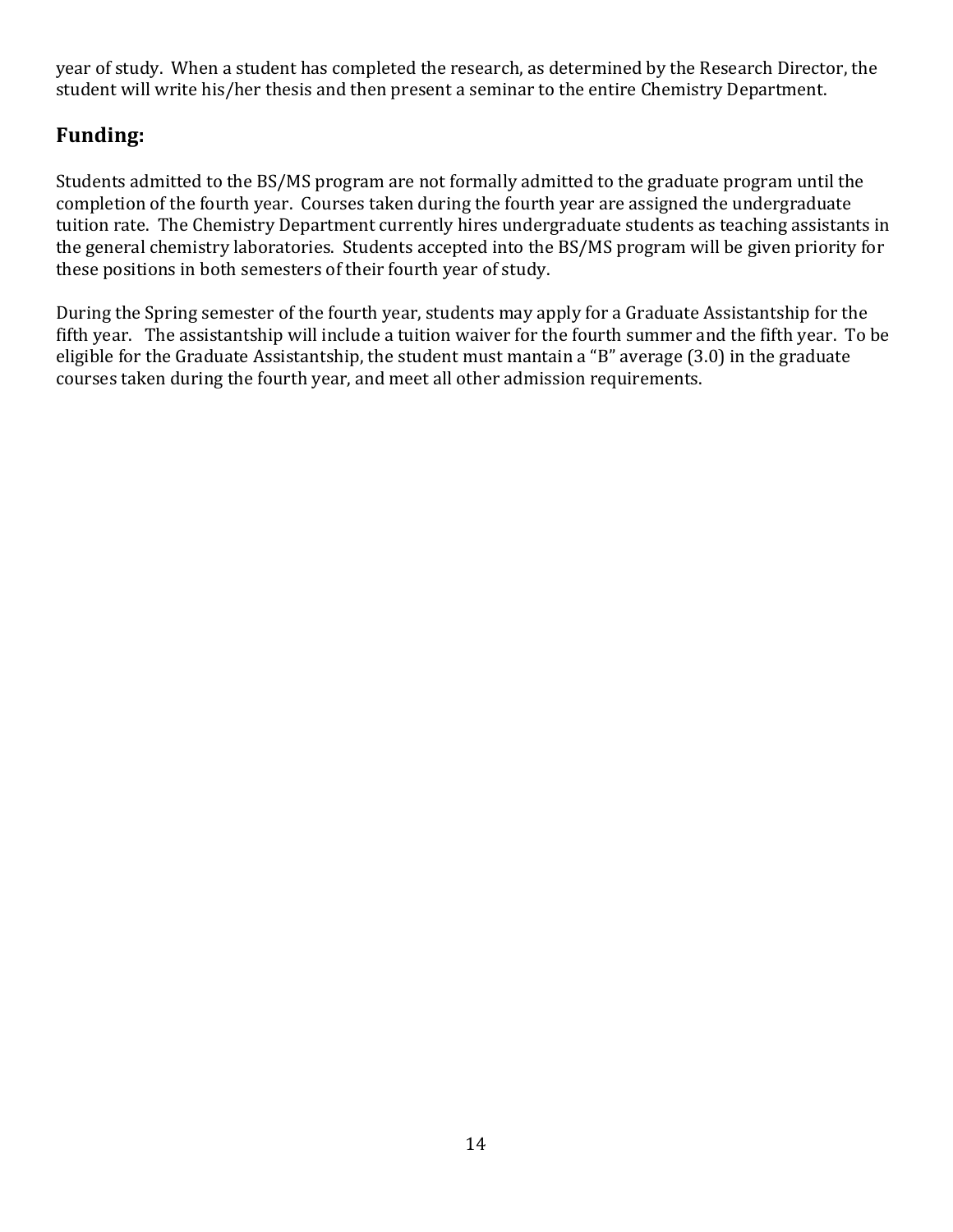year of study. When a student has completed the research, as determined by the Research Director, the student will write his/her thesis and then present a seminar to the entire Chemistry Department.

## Funding:

Students admitted to the BS/MS program are not formally admitted to the graduate program until the completion of the fourth year. Courses taken during the fourth year are assigned the undergraduate tuition rate. The Chemistry Department currently hires undergraduate students as teaching assistants in the general chemistry laboratories. Students accepted into the BS/MS program will be given priority for these positions in both semesters of their fourth year of study.

During the Spring semester of the fourth year, students may apply for a Graduate Assistantship for the fifth year. The assistantship will include a tuition waiver for the fourth summer and the fifth year. To be eligible for the Graduate Assistantship, the student must mantain a "B" average (3.0) in the graduate courses taken during the fourth year, and meet all other admission requirements.